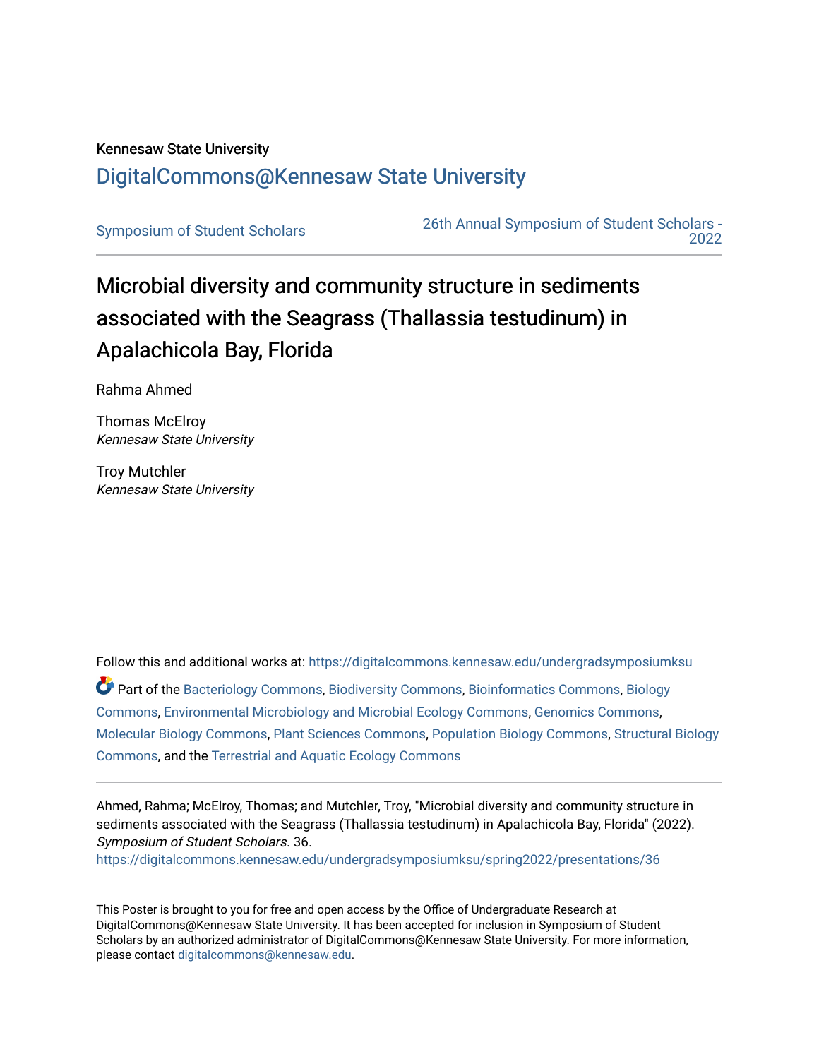Kennesaw State University

# DigitalCommons@Kennesaw State University

Symposium of Student Scholars

26th Annual Symposium of Student Scholars - 2022

## Microbial diversity and community structure in sediments associated with the Seagrass (Thallassia testudinum) in Apalachicola Bay, Florida

Rahma Ahmed

Thomas McElroy
*Kennesaw State University*

Troy Mutchler
*Kennesaw State University*

Follow this and additional works at: https://digitalcommons.kennesaw.edu/undergradsymposiumksu

Part of the Bacteriology Commons, Biodiversity Commons, Bioinformatics Commons, Biology Commons, Environmental Microbiology and Microbial Ecology Commons, Genomics Commons, Molecular Biology Commons, Plant Sciences Commons, Population Biology Commons, Structural Biology Commons, and the Terrestrial and Aquatic Ecology Commons

Ahmed, Rahma; McElroy, Thomas; and Mutchler, Troy, "Microbial diversity and community structure in sediments associated with the Seagrass (Thallassia testudinum) in Apalachicola Bay, Florida" (2022). *Symposium of Student Scholars*. 36.
https://digitalcommons.kennesaw.edu/undergradsymposiumksu/spring2022/presentations/36

This Poster is brought to you for free and open access by the Office of Undergraduate Research at DigitalCommons@Kennesaw State University. It has been accepted for inclusion in Symposium of Student Scholars by an authorized administrator of DigitalCommons@Kennesaw State University. For more information, please contact digitalcommons@kennesaw.edu.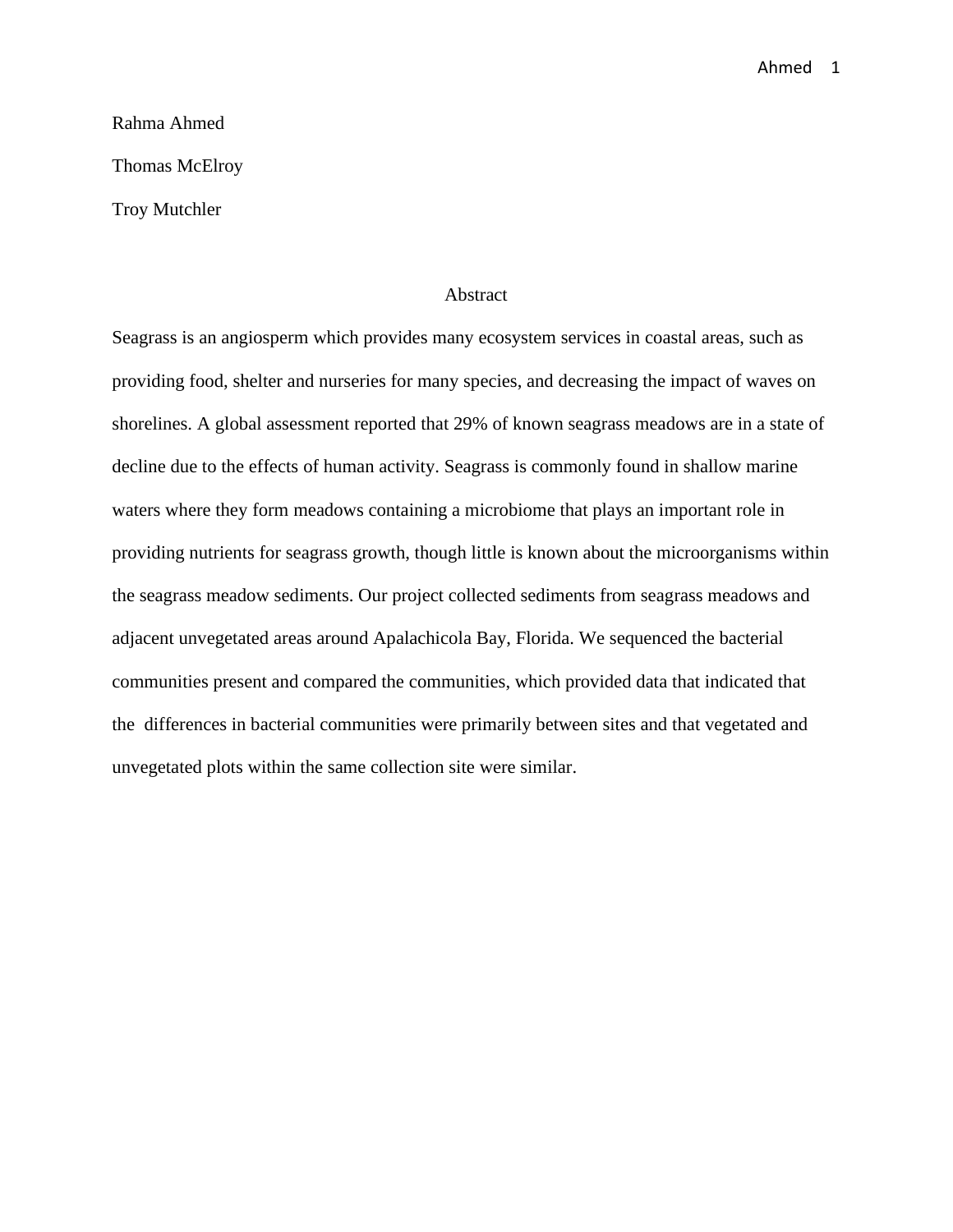Rahma Ahmed

Thomas McElroy

Troy Mutchler

## Abstract

Seagrass is an angiosperm which provides many ecosystem services in coastal areas, such as providing food, shelter and nurseries for many species, and decreasing the impact of waves on shorelines. A global assessment reported that 29% of known seagrass meadows are in a state of decline due to the effects of human activity. Seagrass is commonly found in shallow marine waters where they form meadows containing a microbiome that plays an important role in providing nutrients for seagrass growth, though little is known about the microorganisms within the seagrass meadow sediments. Our project collected sediments from seagrass meadows and adjacent unvegetated areas around Apalachicola Bay, Florida. We sequenced the bacterial communities present and compared the communities, which provided data that indicated that the differences in bacterial communities were primarily between sites and that vegetated and unvegetated plots within the same collection site were similar.